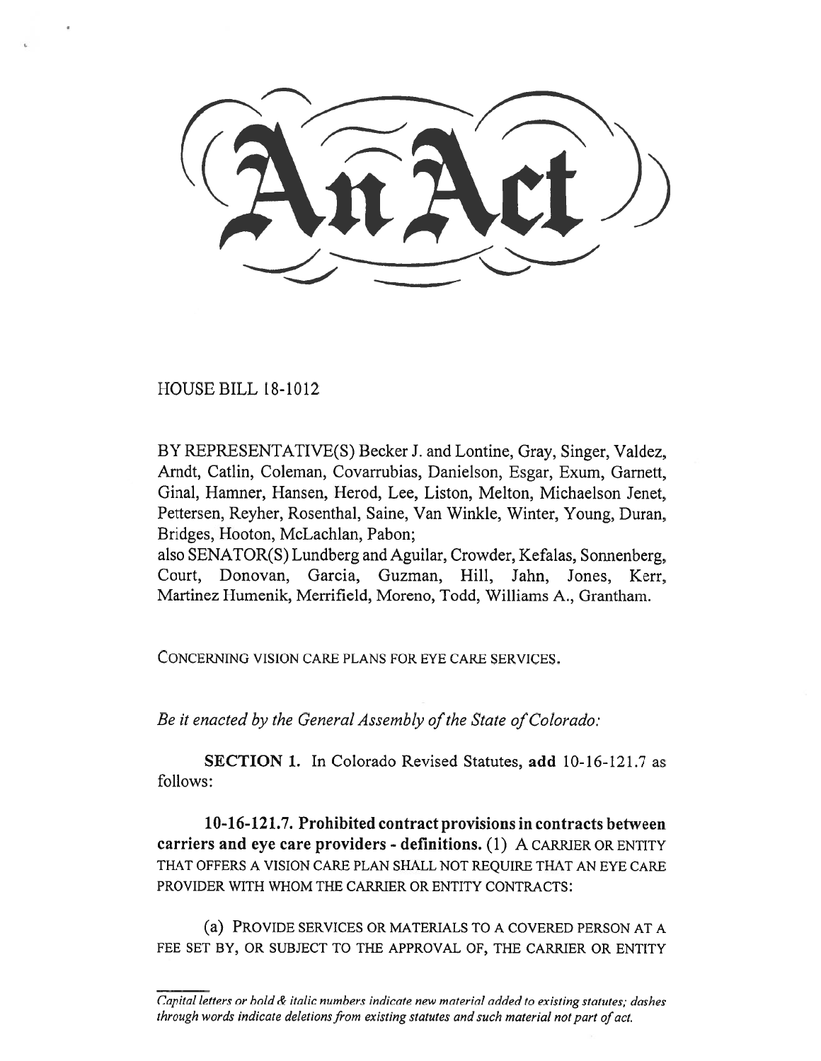# An Act

HOUSE BILL 18-1012

BY REPRESENTATIVE(S) Becker J. and Lontine, Gray, Singer, Valdez, Arndt, Catlin, Coleman, Covarrubias, Danielson, Esgar, Exum, Garnett, Ginal, Hamner, Hansen, Herod, Lee, Liston, Melton, Michaelson Jenet, Pettersen, Reyher, Rosenthal, Saine, Van Winkle, Winter, Young, Duran, Bridges, Hooton, McLachlan, Pabon;
also SENATOR(S) Lundberg and Aguilar, Crowder, Kefalas, Sonnenberg, Court, Donovan, Garcia, Guzman, Hill, Jahn, Jones, Kerr, Martinez Humenik, Merrifield, Moreno, Todd, Williams A., Grantham.

CONCERNING VISION CARE PLANS FOR EYE CARE SERVICES.

*Be it enacted by the General Assembly of the State of Colorado:*

**SECTION 1.** In Colorado Revised Statutes, **add** 10-16-121.7 as follows:

**10-16-121.7. Prohibited contract provisions in contracts between carriers and eye care providers - definitions.** (1) A CARRIER OR ENTITY THAT OFFERS A VISION CARE PLAN SHALL NOT REQUIRE THAT AN EYE CARE PROVIDER WITH WHOM THE CARRIER OR ENTITY CONTRACTS:

(a) PROVIDE SERVICES OR MATERIALS TO A COVERED PERSON AT A FEE SET BY, OR SUBJECT TO THE APPROVAL OF, THE CARRIER OR ENTITY

*Capital letters or bold & italic numbers indicate new material added to existing statutes; dashes through words indicate deletions from existing statutes and such material not part of act.*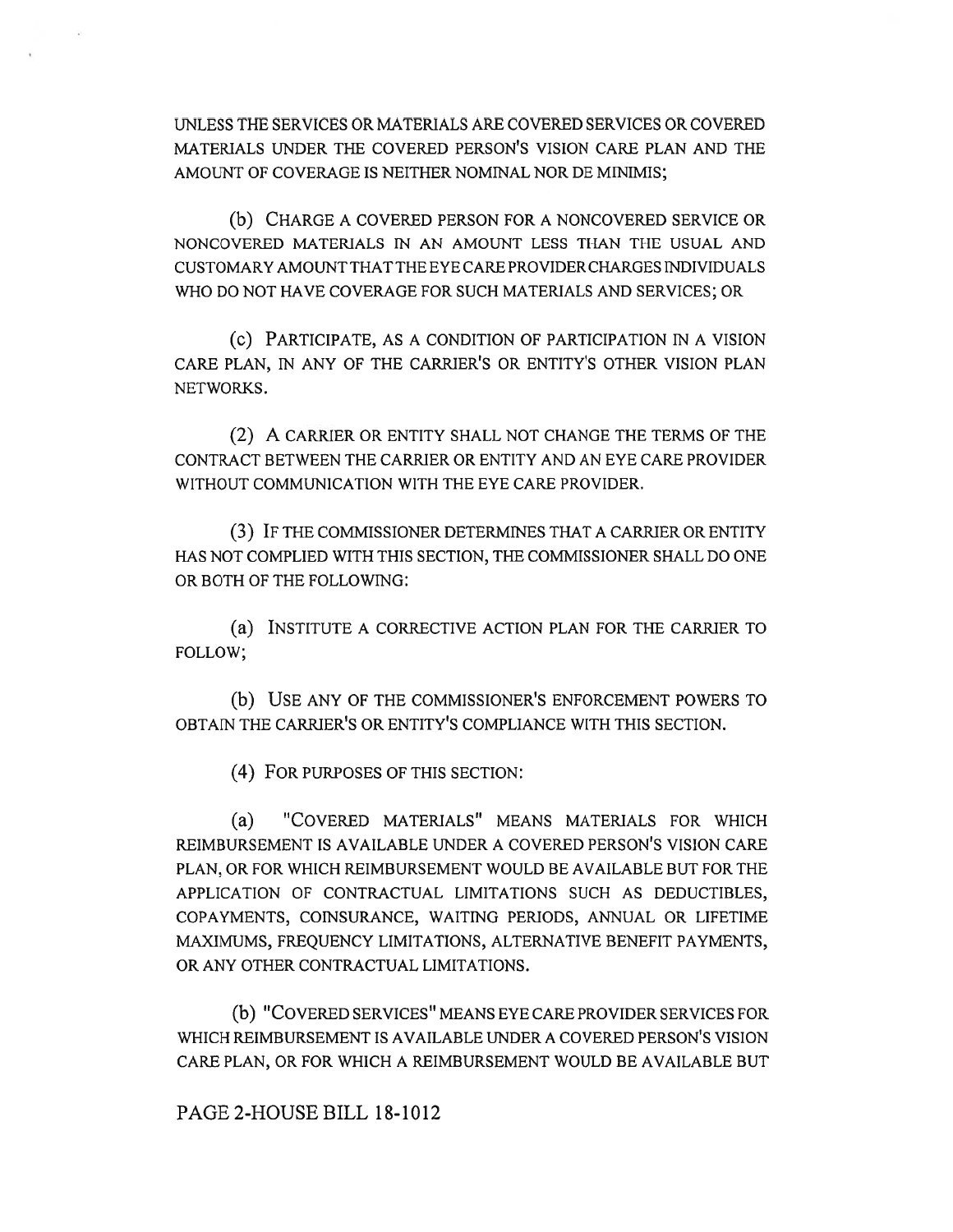UNLESS THE SERVICES OR MATERIALS ARE COVERED SERVICES OR COVERED MATERIALS UNDER THE COVERED PERSON'S VISION CARE PLAN AND THE AMOUNT OF COVERAGE IS NEITHER NOMINAL NOR DE MINIMIS;

(b) CHARGE A COVERED PERSON FOR A NONCOVERED SERVICE OR NONCOVERED MATERIALS IN AN AMOUNT LESS THAN THE USUAL AND CUSTOMARY AMOUNT THAT THE EYE CARE PROVIDER CHARGES INDIVIDUALS WHO DO NOT HAVE COVERAGE FOR SUCH MATERIALS AND SERVICES; OR

(c) PARTICIPATE, AS A CONDITION OF PARTICIPATION IN A VISION CARE PLAN, IN ANY OF THE CARRIER'S OR ENTITY'S OTHER VISION PLAN NETWORKS.

(2) A CARRIER OR ENTITY SHALL NOT CHANGE THE TERMS OF THE CONTRACT BETWEEN THE CARRIER OR ENTITY AND AN EYE CARE PROVIDER WITHOUT COMMUNICATION WITH THE EYE CARE PROVIDER.

(3) IF THE COMMISSIONER DETERMINES THAT A CARRIER OR ENTITY HAS NOT COMPLIED WITH THIS SECTION, THE COMMISSIONER SHALL DO ONE OR BOTH OF THE FOLLOWING:

(a) INSTITUTE A CORRECTIVE ACTION PLAN FOR THE CARRIER TO FOLLOW;

(b) USE ANY OF THE COMMISSIONER'S ENFORCEMENT POWERS TO OBTAIN THE CARRIER'S OR ENTITY'S COMPLIANCE WITH THIS SECTION.

(4) FOR PURPOSES OF THIS SECTION:

(a) "COVERED MATERIALS" MEANS MATERIALS FOR WHICH REIMBURSEMENT IS AVAILABLE UNDER A COVERED PERSON'S VISION CARE PLAN, OR FOR WHICH REIMBURSEMENT WOULD BE AVAILABLE BUT FOR THE APPLICATION OF CONTRACTUAL LIMITATIONS SUCH AS DEDUCTIBLES, COPAYMENTS, COINSURANCE, WAITING PERIODS, ANNUAL OR LIFETIME MAXIMUMS, FREQUENCY LIMITATIONS, ALTERNATIVE BENEFIT PAYMENTS, OR ANY OTHER CONTRACTUAL LIMITATIONS.

(b) "COVERED SERVICES" MEANS EYE CARE PROVIDER SERVICES FOR WHICH REIMBURSEMENT IS AVAILABLE UNDER A COVERED PERSON'S VISION CARE PLAN, OR FOR WHICH A REIMBURSEMENT WOULD BE AVAILABLE BUT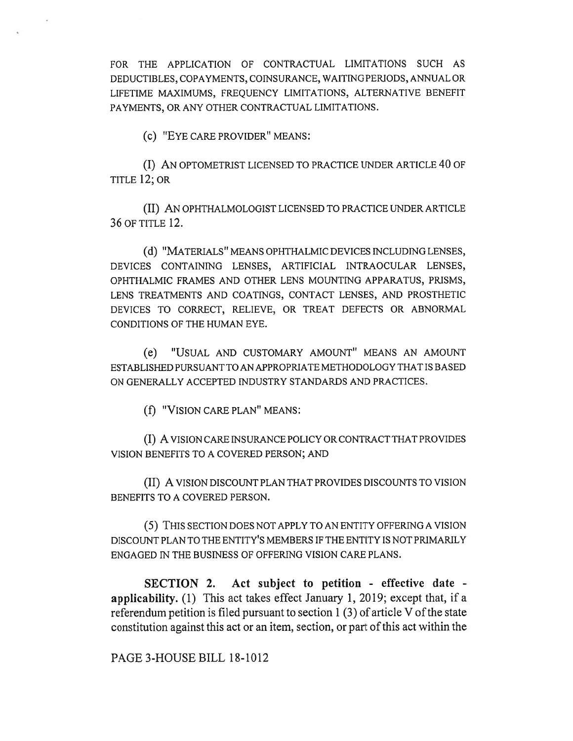FOR THE APPLICATION OF CONTRACTUAL LIMITATIONS SUCH AS DEDUCTIBLES, COPAYMENTS, COINSURANCE, WAITING PERIODS, ANNUAL OR LIFETIME MAXIMUMS, FREQUENCY LIMITATIONS, ALTERNATIVE BENEFIT PAYMENTS, OR ANY OTHER CONTRACTUAL LIMITATIONS.

(c) "EYE CARE PROVIDER" MEANS:

(I) AN OPTOMETRIST LICENSED TO PRACTICE UNDER ARTICLE 40 OF TITLE 12; OR

(II) AN OPHTHALMOLOGIST LICENSED TO PRACTICE UNDER ARTICLE 36 OF TITLE 12.

(d) "MATERIALS" MEANS OPHTHALMIC DEVICES INCLUDING LENSES, DEVICES CONTAINING LENSES, ARTIFICIAL INTRAOCULAR LENSES, OPHTHALMIC FRAMES AND OTHER LENS MOUNTING APPARATUS, PRISMS, LENS TREATMENTS AND COATINGS, CONTACT LENSES, AND PROSTHETIC DEVICES TO CORRECT, RELIEVE, OR TREAT DEFECTS OR ABNORMAL CONDITIONS OF THE HUMAN EYE.

(e) "USUAL AND CUSTOMARY AMOUNT" MEANS AN AMOUNT ESTABLISHED PURSUANT TO AN APPROPRIATE METHODOLOGY THAT IS BASED ON GENERALLY ACCEPTED INDUSTRY STANDARDS AND PRACTICES.

(f) "VISION CARE PLAN" MEANS:

(I) A VISION CARE INSURANCE POLICY OR CONTRACT THAT PROVIDES VISION BENEFITS TO A COVERED PERSON; AND

(II) A VISION DISCOUNT PLAN THAT PROVIDES DISCOUNTS TO VISION BENEFITS TO A COVERED PERSON.

(5) THIS SECTION DOES NOT APPLY TO AN ENTITY OFFERING A VISION DISCOUNT PLAN TO THE ENTITY'S MEMBERS IF THE ENTITY IS NOT PRIMARILY ENGAGED IN THE BUSINESS OF OFFERING VISION CARE PLANS.

**SECTION 2. Act subject to petition - effective date - applicability.** (1) This act takes effect January 1, 2019; except that, if a referendum petition is filed pursuant to section 1 (3) of article V of the state constitution against this act or an item, section, or part of this act within the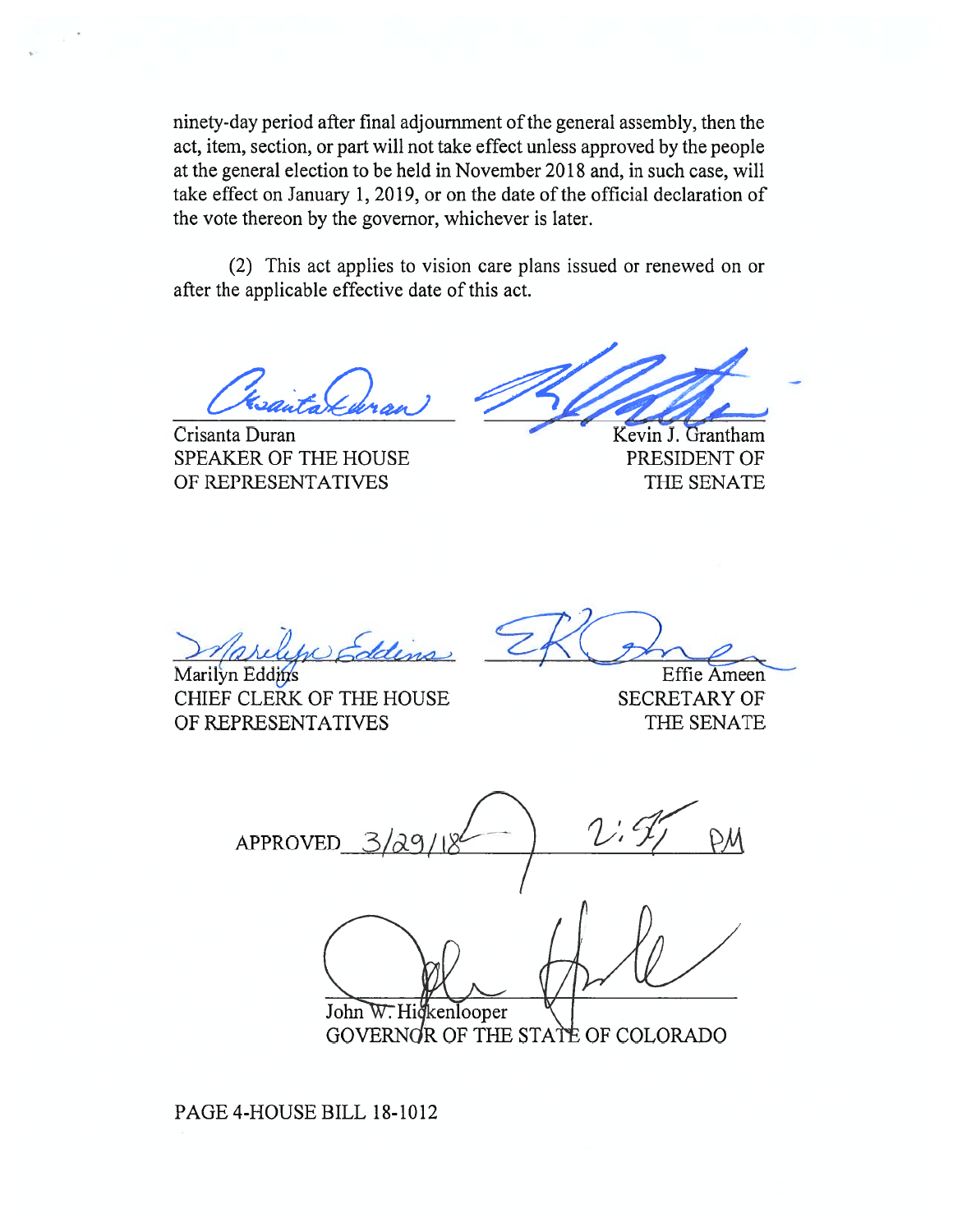ninety-day period after final adjournment of the general assembly, then the act, item, section, or part will not take effect unless approved by the people at the general election to be held in November 2018 and, in such case, will take effect on January 1, 2019, or on the date of the official declaration of the vote thereon by the governor, whichever is later.

(2) This act applies to vision care plans issued or renewed on or after the applicable effective date of this act.

Crisanta Duran
SPEAKER OF THE HOUSE
OF REPRESENTATIVES

Kevin J. Grantham
PRESIDENT OF
THE SENATE

Marilyn Eddins
CHIEF CLERK OF THE HOUSE
OF REPRESENTATIVES

Effie Ameen
SECRETARY OF
THE SENATE

APPROVED 3/29/18 2:57 PM

John W. Hickenlooper
GOVERNOR OF THE STATE OF COLORADO

PAGE 4-HOUSE BILL 18-1012